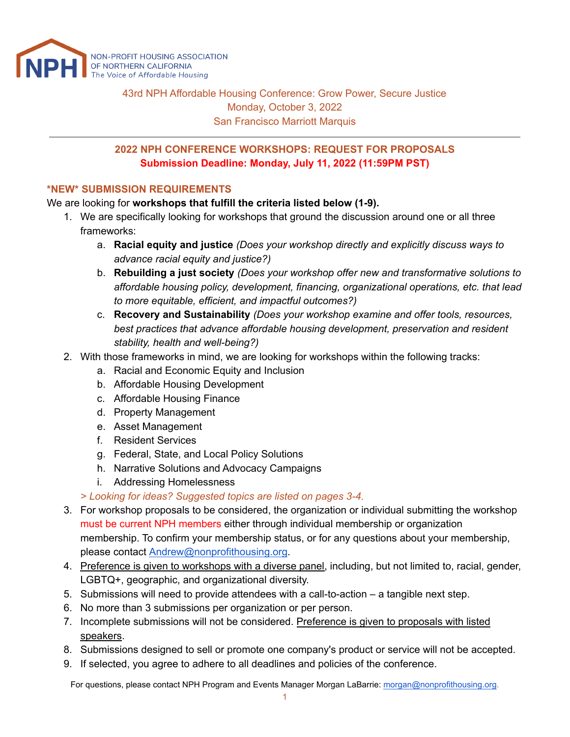NON-PROFIT HOUSING ASSOCIATION OF NORTHERN CALIFORNIA
The Voice of Affordable Housing

43rd NPH Affordable Housing Conference: Grow Power, Secure Justice
Monday, October 3, 2022
San Francisco Marriott Marquis

---

## 2022 NPH CONFERENCE WORKSHOPS: REQUEST FOR PROPOSALS

**Submission Deadline: Monday, July 11, 2022 (11:59PM PST)**

### *NEW* SUBMISSION REQUIREMENTS

We are looking for **workshops that fulfill the criteria listed below (1-9).**

1. We are specifically looking for workshops that ground the discussion around one or all three frameworks:
   a. **Racial equity and justice** *(Does your workshop directly and explicitly discuss ways to advance racial equity and justice?)*
   b. **Rebuilding a just society** *(Does your workshop offer new and transformative solutions to affordable housing policy, development, financing, organizational operations, etc. that lead to more equitable, efficient, and impactful outcomes?)*
   c. **Recovery and Sustainability** *(Does your workshop examine and offer tools, resources, best practices that advance affordable housing development, preservation and resident stability, health and well-being?)*
2. With those frameworks in mind, we are looking for workshops within the following tracks:
   a. Racial and Economic Equity and Inclusion
   b. Affordable Housing Development
   c. Affordable Housing Finance
   d. Property Management
   e. Asset Management
   f. Resident Services
   g. Federal, State, and Local Policy Solutions
   h. Narrative Solutions and Advocacy Campaigns
   i. Addressing Homelessness

   *> Looking for ideas? Suggested topics are listed on pages 3-4.*
3. For workshop proposals to be considered, the organization or individual submitting the workshop must be current NPH members either through individual membership or organization membership. To confirm your membership status, or for any questions about your membership, please contact Andrew@nonprofithousing.org.
4. Preference is given to workshops with a diverse panel, including, but not limited to, racial, gender, LGBTQ+, geographic, and organizational diversity.
5. Submissions will need to provide attendees with a call-to-action – a tangible next step.
6. No more than 3 submissions per organization or per person.
7. Incomplete submissions will not be considered. Preference is given to proposals with listed speakers.
8. Submissions designed to sell or promote one company's product or service will not be accepted.
9. If selected, you agree to adhere to all deadlines and policies of the conference.

For questions, please contact NPH Program and Events Manager Morgan LaBarrie: morgan@nonprofithousing.org.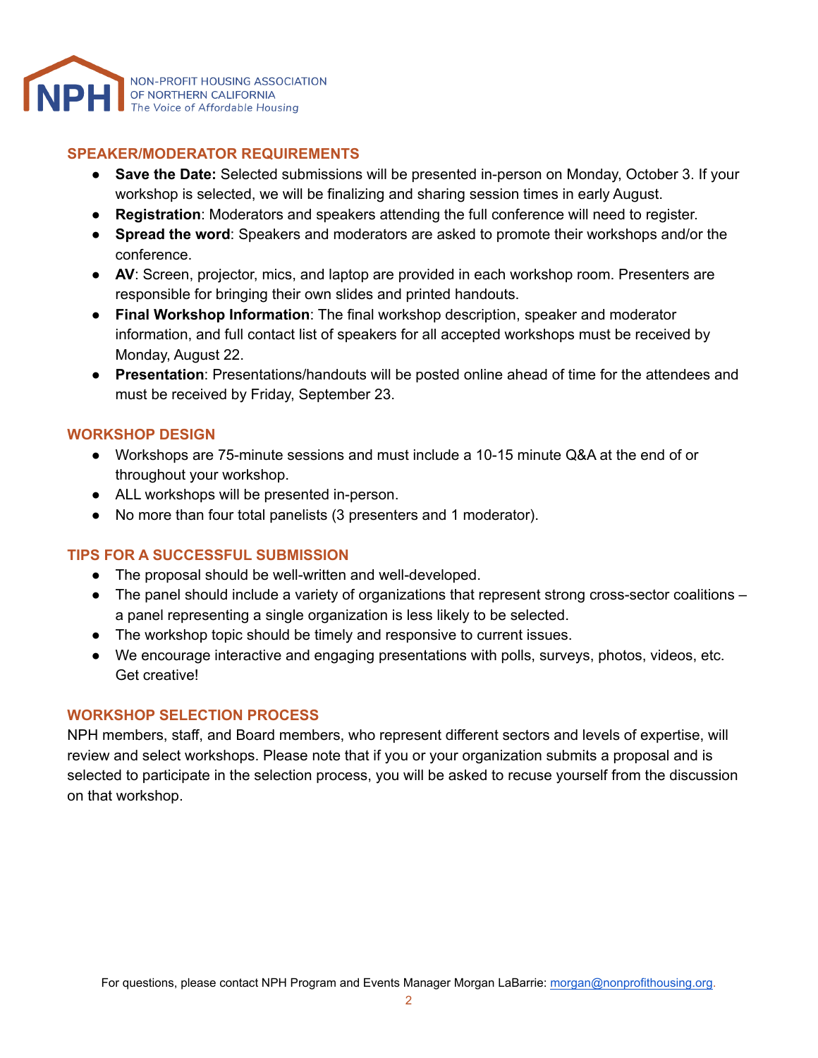## SPEAKER/MODERATOR REQUIREMENTS

- **Save the Date:** Selected submissions will be presented in-person on Monday, October 3. If your workshop is selected, we will be finalizing and sharing session times in early August.
- **Registration**: Moderators and speakers attending the full conference will need to register.
- **Spread the word**: Speakers and moderators are asked to promote their workshops and/or the conference.
- **AV**: Screen, projector, mics, and laptop are provided in each workshop room. Presenters are responsible for bringing their own slides and printed handouts.
- **Final Workshop Information**: The final workshop description, speaker and moderator information, and full contact list of speakers for all accepted workshops must be received by Monday, August 22.
- **Presentation**: Presentations/handouts will be posted online ahead of time for the attendees and must be received by Friday, September 23.

## WORKSHOP DESIGN

- Workshops are 75-minute sessions and must include a 10-15 minute Q&A at the end of or throughout your workshop.
- ALL workshops will be presented in-person.
- No more than four total panelists (3 presenters and 1 moderator).

## TIPS FOR A SUCCESSFUL SUBMISSION

- The proposal should be well-written and well-developed.
- The panel should include a variety of organizations that represent strong cross-sector coalitions – a panel representing a single organization is less likely to be selected.
- The workshop topic should be timely and responsive to current issues.
- We encourage interactive and engaging presentations with polls, surveys, photos, videos, etc. Get creative!

## WORKSHOP SELECTION PROCESS

NPH members, staff, and Board members, who represent different sectors and levels of expertise, will review and select workshops. Please note that if you or your organization submits a proposal and is selected to participate in the selection process, you will be asked to recuse yourself from the discussion on that workshop.

For questions, please contact NPH Program and Events Manager Morgan LaBarrie: morgan@nonprofithousing.org.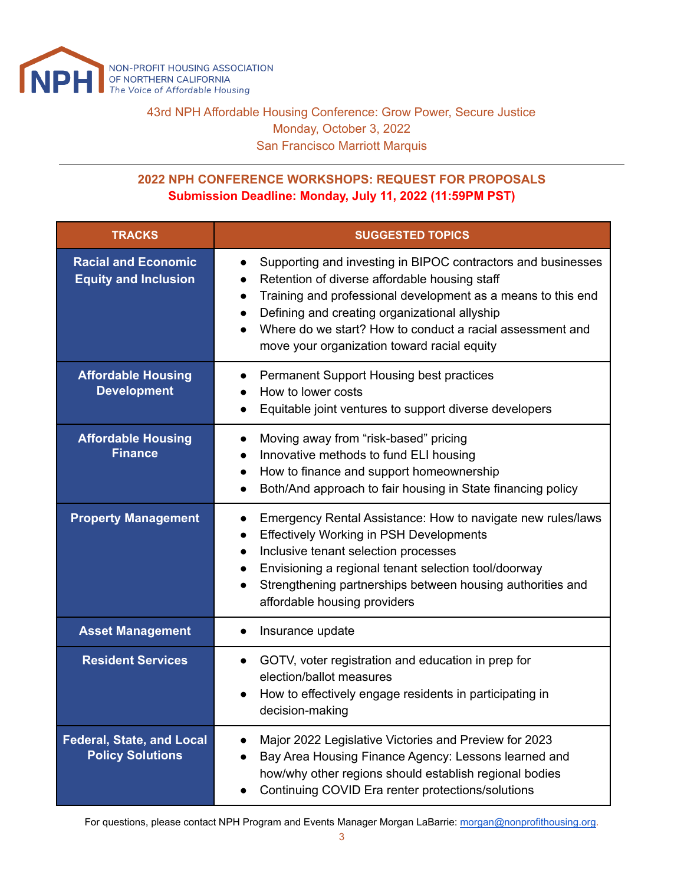NON-PROFIT HOUSING ASSOCIATION OF NORTHERN CALIFORNIA
The Voice of Affordable Housing

43rd NPH Affordable Housing Conference: Grow Power, Secure Justice
Monday, October 3, 2022
San Francisco Marriott Marquis

## 2022 NPH CONFERENCE WORKSHOPS: REQUEST FOR PROPOSALS

**Submission Deadline: Monday, July 11, 2022 (11:59PM PST)**

| TRACKS | SUGGESTED TOPICS |
|---|---|
| **Racial and Economic Equity and Inclusion** | • Supporting and investing in BIPOC contractors and businesses<br>• Retention of diverse affordable housing staff<br>• Training and professional development as a means to this end<br>• Defining and creating organizational allyship<br>• Where do we start? How to conduct a racial assessment and move your organization toward racial equity |
| **Affordable Housing Development** | • Permanent Support Housing best practices<br>• How to lower costs<br>• Equitable joint ventures to support diverse developers |
| **Affordable Housing Finance** | • Moving away from "risk-based" pricing<br>• Innovative methods to fund ELI housing<br>• How to finance and support homeownership<br>• Both/And approach to fair housing in State financing policy |
| **Property Management** | • Emergency Rental Assistance: How to navigate new rules/laws<br>• Effectively Working in PSH Developments<br>• Inclusive tenant selection processes<br>• Envisioning a regional tenant selection tool/doorway<br>• Strengthening partnerships between housing authorities and affordable housing providers |
| **Asset Management** | • Insurance update |
| **Resident Services** | • GOTV, voter registration and education in prep for election/ballot measures<br>• How to effectively engage residents in participating in decision-making |
| **Federal, State, and Local Policy Solutions** | • Major 2022 Legislative Victories and Preview for 2023<br>• Bay Area Housing Finance Agency: Lessons learned and how/why other regions should establish regional bodies<br>• Continuing COVID Era renter protections/solutions |

For questions, please contact NPH Program and Events Manager Morgan LaBarrie: morgan@nonprofithousing.org.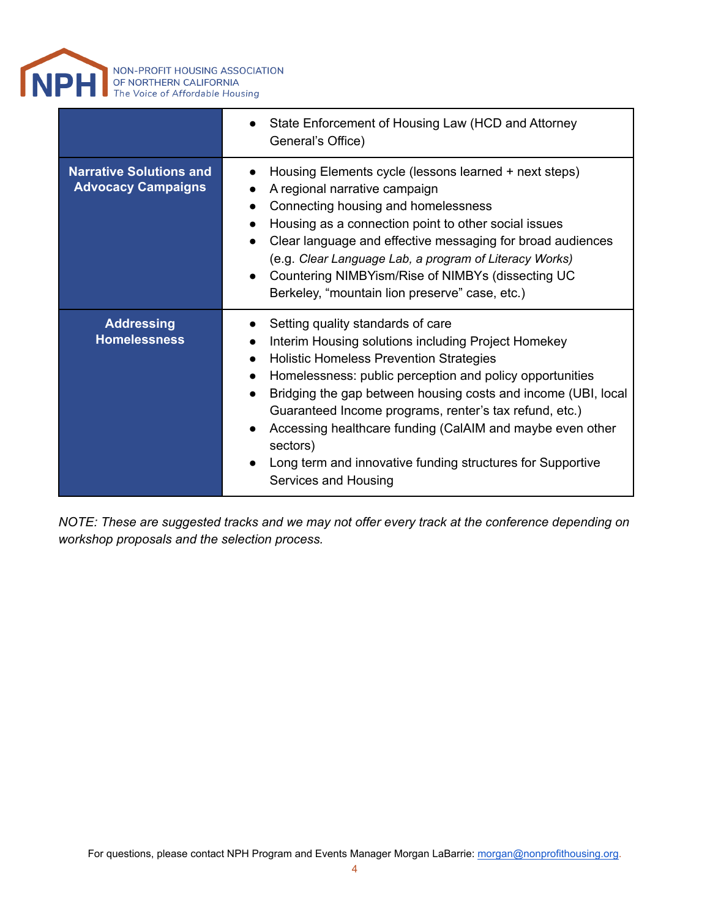| | |
|---|---|
| | • State Enforcement of Housing Law (HCD and Attorney General's Office) |
| **Narrative Solutions and Advocacy Campaigns** | • Housing Elements cycle (lessons learned + next steps)<br>• A regional narrative campaign<br>• Connecting housing and homelessness<br>• Housing as a connection point to other social issues<br>• Clear language and effective messaging for broad audiences (e.g. *Clear Language Lab, a program of Literacy Works)*<br>• Countering NIMBYism/Rise of NIMBYs (dissecting UC Berkeley, "mountain lion preserve" case, etc.) |
| **Addressing Homelessness** | • Setting quality standards of care<br>• Interim Housing solutions including Project Homekey<br>• Holistic Homeless Prevention Strategies<br>• Homelessness: public perception and policy opportunities<br>• Bridging the gap between housing costs and income (UBI, local Guaranteed Income programs, renter's tax refund, etc.)<br>• Accessing healthcare funding (CalAIM and maybe even other sectors)<br>• Long term and innovative funding structures for Supportive Services and Housing |

*NOTE: These are suggested tracks and we may not offer every track at the conference depending on workshop proposals and the selection process.*

For questions, please contact NPH Program and Events Manager Morgan LaBarrie: morgan@nonprofithousing.org.